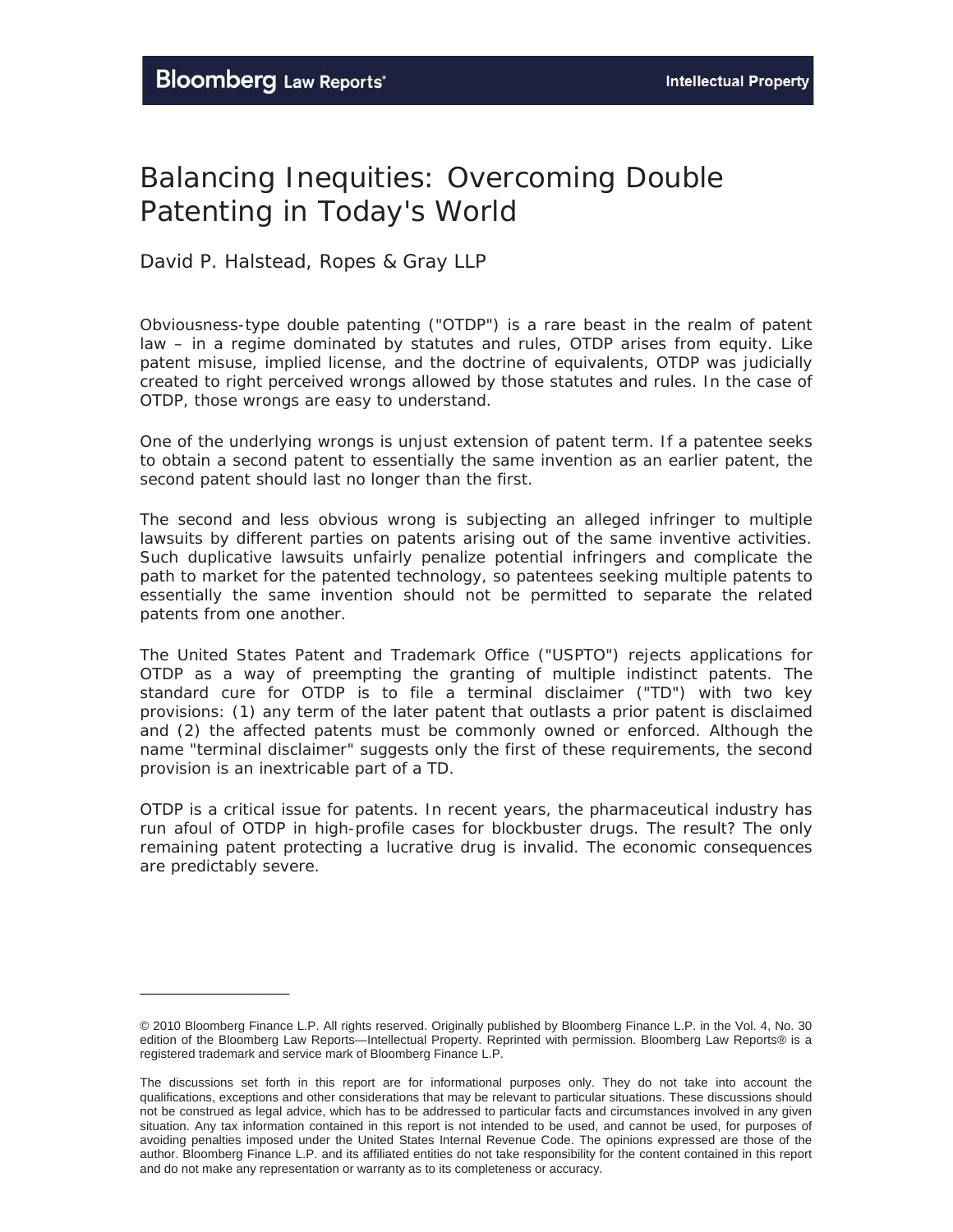# Balancing Inequities: Overcoming Double Patenting in Today's World

David P. Halstead, Ropes & Gray LLP

Obviousness-type double patenting ("OTDP") is a rare beast in the realm of patent law – in a regime dominated by statutes and rules, OTDP arises from equity. Like patent misuse, implied license, and the doctrine of equivalents, OTDP was judicially created to right perceived wrongs allowed by those statutes and rules. In the case of OTDP, those wrongs are easy to understand.

One of the underlying wrongs is unjust extension of patent term. If a patentee seeks to obtain a second patent to essentially the same invention as an earlier patent, the second patent should last no longer than the first.

The second and less obvious wrong is subjecting an alleged infringer to multiple lawsuits by different parties on patents arising out of the same inventive activities. Such duplicative lawsuits unfairly penalize potential infringers and complicate the path to market for the patented technology, so patentees seeking multiple patents to essentially the same invention should not be permitted to separate the related patents from one another.

The United States Patent and Trademark Office ("USPTO") rejects applications for OTDP as a way of preempting the granting of multiple indistinct patents. The standard cure for OTDP is to file a terminal disclaimer ("TD") with two key provisions: (1) any term of the later patent that outlasts a prior patent is disclaimed and (2) the affected patents must be commonly owned or enforced. Although the name "terminal disclaimer" suggests only the first of these requirements, the second provision is an inextricable part of a TD.

OTDP is a critical issue for patents. In recent years, the pharmaceutical industry has run afoul of OTDP in high-profile cases for blockbuster drugs. The result? The only remaining patent protecting a lucrative drug is invalid. The economic consequences are predictably severe.

---

© 2010 Bloomberg Finance L.P. All rights reserved. Originally published by Bloomberg Finance L.P. in the Vol. 4, No. 30 edition of the Bloomberg Law Reports—Intellectual Property. Reprinted with permission. Bloomberg Law Reports® is a registered trademark and service mark of Bloomberg Finance L.P.

The discussions set forth in this report are for informational purposes only. They do not take into account the qualifications, exceptions and other considerations that may be relevant to particular situations. These discussions should not be construed as legal advice, which has to be addressed to particular facts and circumstances involved in any given situation. Any tax information contained in this report is not intended to be used, and cannot be used, for purposes of avoiding penalties imposed under the United States Internal Revenue Code. The opinions expressed are those of the author. Bloomberg Finance L.P. and its affiliated entities do not take responsibility for the content contained in this report and do not make any representation or warranty as to its completeness or accuracy.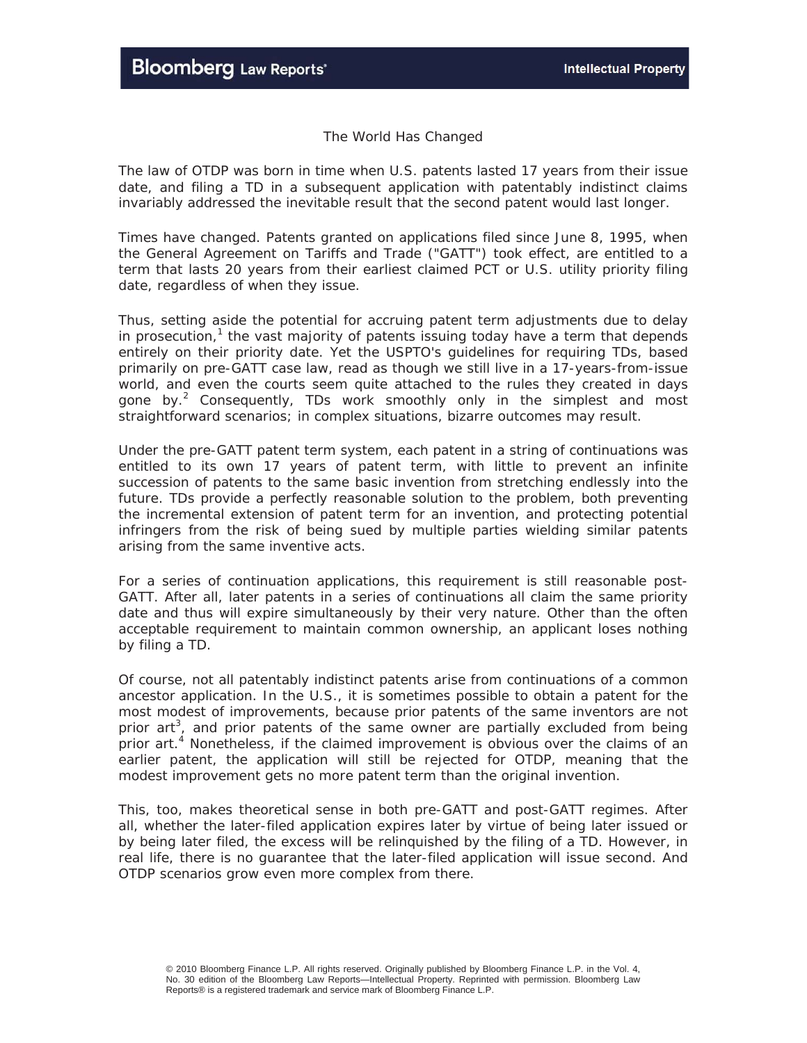## The World Has Changed

The law of OTDP was born in time when U.S. patents lasted 17 years from their issue date, and filing a TD in a subsequent application with patentably indistinct claims invariably addressed the inevitable result that the second patent would last longer.

Times have changed. Patents granted on applications filed since June 8, 1995, when the General Agreement on Tariffs and Trade ("GATT") took effect, are entitled to a term that lasts 20 years from their earliest claimed PCT or U.S. utility priority filing date, regardless of when they issue.

Thus, setting aside the potential for accruing patent term adjustments due to delay in prosecution,[1] the vast majority of patents issuing today have a term that depends entirely on their priority date. Yet the USPTO's guidelines for requiring TDs, based primarily on pre-GATT case law, read as though we still live in a 17-years-from-issue world, and even the courts seem quite attached to the rules they created in days gone by.[2] Consequently, TDs work smoothly only in the simplest and most straightforward scenarios; in complex situations, bizarre outcomes may result.

Under the pre-GATT patent term system, each patent in a string of continuations was entitled to its own 17 years of patent term, with little to prevent an infinite succession of patents to the same basic invention from stretching endlessly into the future. TDs provide a perfectly reasonable solution to the problem, both preventing the incremental extension of patent term for an invention, and protecting potential infringers from the risk of being sued by multiple parties wielding similar patents arising from the same inventive acts.

For a series of continuation applications, this requirement is still reasonable post-GATT. After all, later patents in a series of continuations all claim the same priority date and thus will expire simultaneously by their very nature. Other than the often acceptable requirement to maintain common ownership, an applicant loses nothing by filing a TD.

Of course, not all patentably indistinct patents arise from continuations of a common ancestor application. In the U.S., it is sometimes possible to obtain a patent for the most modest of improvements, because prior patents of the same inventors are not prior art[3], and prior patents of the same owner are partially excluded from being prior art.[4] Nonetheless, if the claimed improvement is obvious over the claims of an earlier patent, the application will still be rejected for OTDP, meaning that the modest improvement gets no more patent term than the original invention.

This, too, makes theoretical sense in both pre-GATT and post-GATT regimes. After all, whether the later-filed application expires later by virtue of being later issued or by being later filed, the excess will be relinquished by the filing of a TD. However, in real life, there is no guarantee that the later-filed application will issue second. And OTDP scenarios grow even more complex from there.

© 2010 Bloomberg Finance L.P. All rights reserved. Originally published by Bloomberg Finance L.P. in the Vol. 4, No. 30 edition of the Bloomberg Law Reports—Intellectual Property. Reprinted with permission. Bloomberg Law Reports® is a registered trademark and service mark of Bloomberg Finance L.P.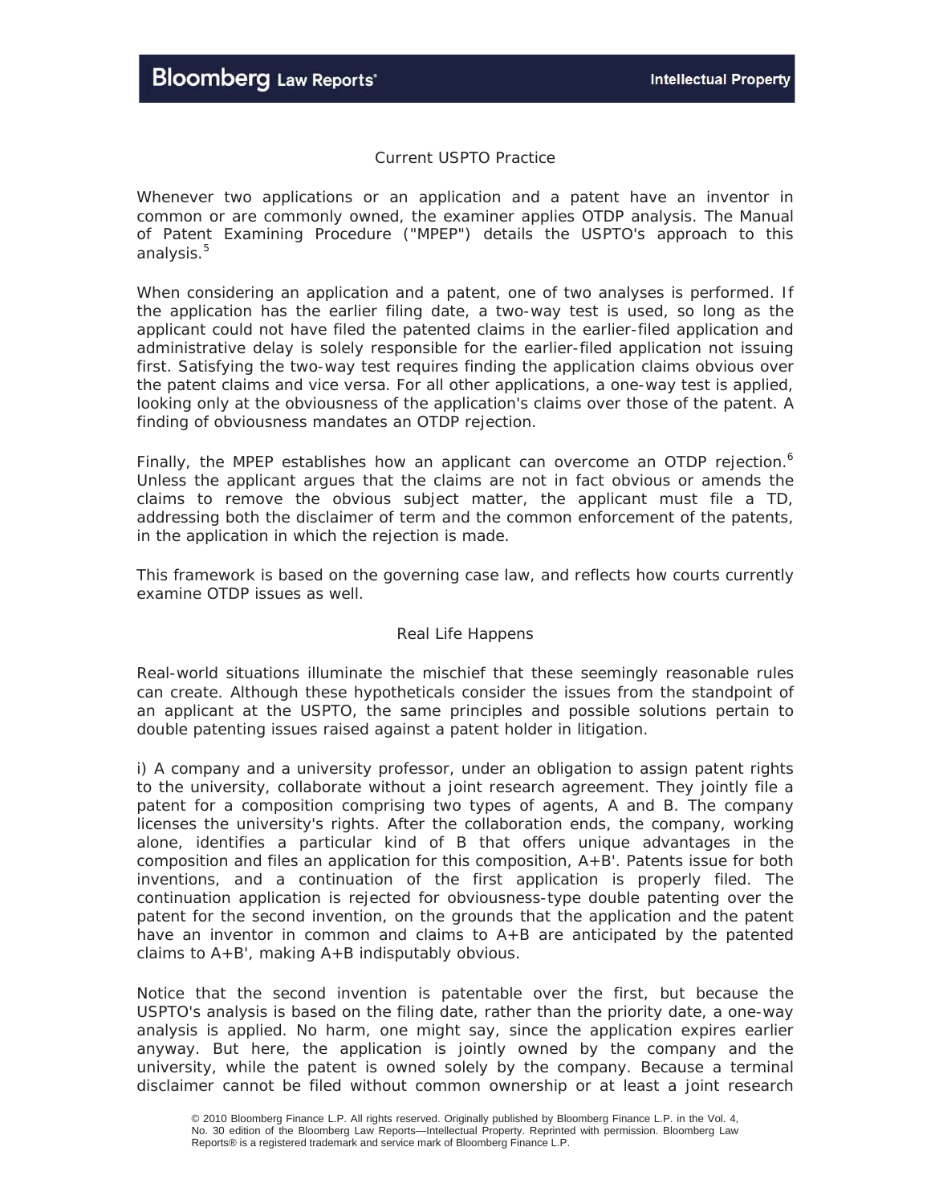## Current USPTO Practice

Whenever two applications or an application and a patent have an inventor in common or are commonly owned, the examiner applies OTDP analysis. The Manual of Patent Examining Procedure ("MPEP") details the USPTO's approach to this analysis.[5]

When considering an application and a patent, one of two analyses is performed. If the application has the earlier filing date, a two-way test is used, so long as the applicant could not have filed the patented claims in the earlier-filed application and administrative delay is solely responsible for the earlier-filed application not issuing first. Satisfying the two-way test requires finding the application claims obvious over the patent claims and vice versa. For all other applications, a one-way test is applied, looking only at the obviousness of the application's claims over those of the patent. A finding of obviousness mandates an OTDP rejection.

Finally, the MPEP establishes how an applicant can overcome an OTDP rejection.[6] Unless the applicant argues that the claims are not in fact obvious or amends the claims to remove the obvious subject matter, the applicant must file a TD, addressing both the disclaimer of term and the common enforcement of the patents, in the application in which the rejection is made.

This framework is based on the governing case law, and reflects how courts currently examine OTDP issues as well.

## Real Life Happens

Real-world situations illuminate the mischief that these seemingly reasonable rules can create. Although these hypotheticals consider the issues from the standpoint of an applicant at the USPTO, the same principles and possible solutions pertain to double patenting issues raised against a patent holder in litigation.

i) A company and a university professor, under an obligation to assign patent rights to the university, collaborate without a joint research agreement. They jointly file a patent for a composition comprising two types of agents, A and B. The company licenses the university's rights. After the collaboration ends, the company, working alone, identifies a particular kind of B that offers unique advantages in the composition and files an application for this composition, A+B'. Patents issue for both inventions, and a continuation of the first application is properly filed. The continuation application is rejected for obviousness-type double patenting over the patent for the second invention, on the grounds that the application and the patent have an inventor in common and claims to A+B are anticipated by the patented claims to A+B', making A+B indisputably obvious.

Notice that the second invention is patentable over the first, but because the USPTO's analysis is based on the filing date, rather than the priority date, a one-way analysis is applied. No harm, one might say, since the application expires earlier anyway. But here, the application is jointly owned by the company and the university, while the patent is owned solely by the company. Because a terminal disclaimer cannot be filed without common ownership or at least a joint research

© 2010 Bloomberg Finance L.P. All rights reserved. Originally published by Bloomberg Finance L.P. in the Vol. 4, No. 30 edition of the Bloomberg Law Reports—Intellectual Property. Reprinted with permission. Bloomberg Law Reports® is a registered trademark and service mark of Bloomberg Finance L.P.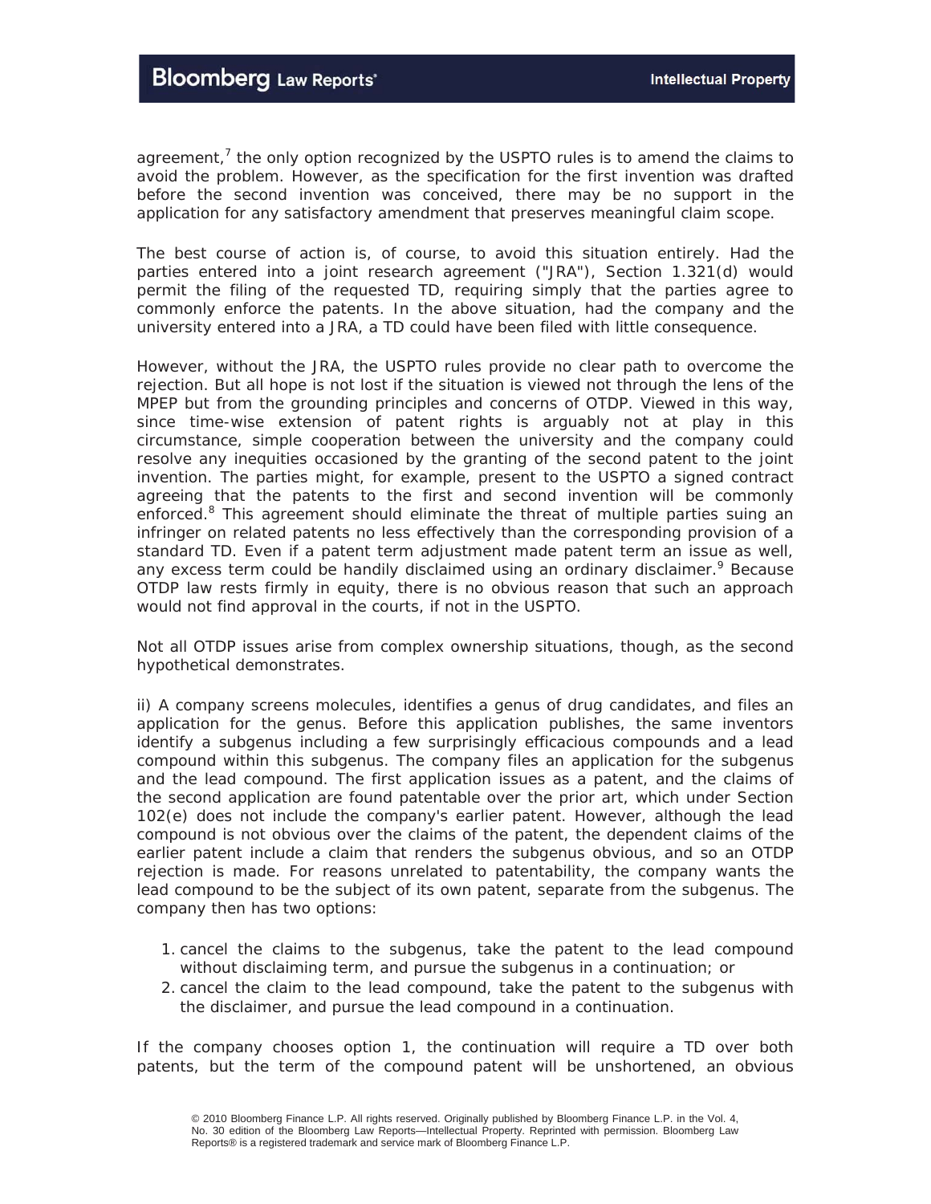agreement,[7] the only option recognized by the USPTO rules is to amend the claims to avoid the problem. However, as the specification for the first invention was drafted before the second invention was conceived, there may be no support in the application for any satisfactory amendment that preserves meaningful claim scope.

The best course of action is, of course, to avoid this situation entirely. Had the parties entered into a joint research agreement ("JRA"), Section 1.321(d) would permit the filing of the requested TD, requiring simply that the parties agree to commonly enforce the patents. In the above situation, had the company and the university entered into a JRA, a TD could have been filed with little consequence.

However, without the JRA, the USPTO rules provide no clear path to overcome the rejection. But all hope is not lost if the situation is viewed not through the lens of the MPEP but from the grounding principles and concerns of OTDP. Viewed in this way, since time-wise extension of patent rights is arguably not at play in this circumstance, simple cooperation between the university and the company could resolve any inequities occasioned by the granting of the second patent to the joint invention. The parties might, for example, present to the USPTO a signed contract agreeing that the patents to the first and second invention will be commonly enforced.[8] This agreement should eliminate the threat of multiple parties suing an infringer on related patents no less effectively than the corresponding provision of a standard TD. Even if a patent term adjustment made patent term an issue as well, any excess term could be handily disclaimed using an ordinary disclaimer.[9] Because OTDP law rests firmly in equity, there is no obvious reason that such an approach would not find approval in the courts, if not in the USPTO.

Not all OTDP issues arise from complex ownership situations, though, as the second hypothetical demonstrates.

ii) A company screens molecules, identifies a genus of drug candidates, and files an application for the genus. Before this application publishes, the same inventors identify a subgenus including a few surprisingly efficacious compounds and a lead compound within this subgenus. The company files an application for the subgenus and the lead compound. The first application issues as a patent, and the claims of the second application are found patentable over the prior art, which under Section 102(e) does not include the company's earlier patent. However, although the lead compound is not obvious over the claims of the patent, the dependent claims of the earlier patent include a claim that renders the subgenus obvious, and so an OTDP rejection is made. For reasons unrelated to patentability, the company wants the lead compound to be the subject of its own patent, separate from the subgenus. The company then has two options:

1. cancel the claims to the subgenus, take the patent to the lead compound without disclaiming term, and pursue the subgenus in a continuation; or
2. cancel the claim to the lead compound, take the patent to the subgenus with the disclaimer, and pursue the lead compound in a continuation.

If the company chooses option 1, the continuation will require a TD over both patents, but the term of the compound patent will be unshortened, an obvious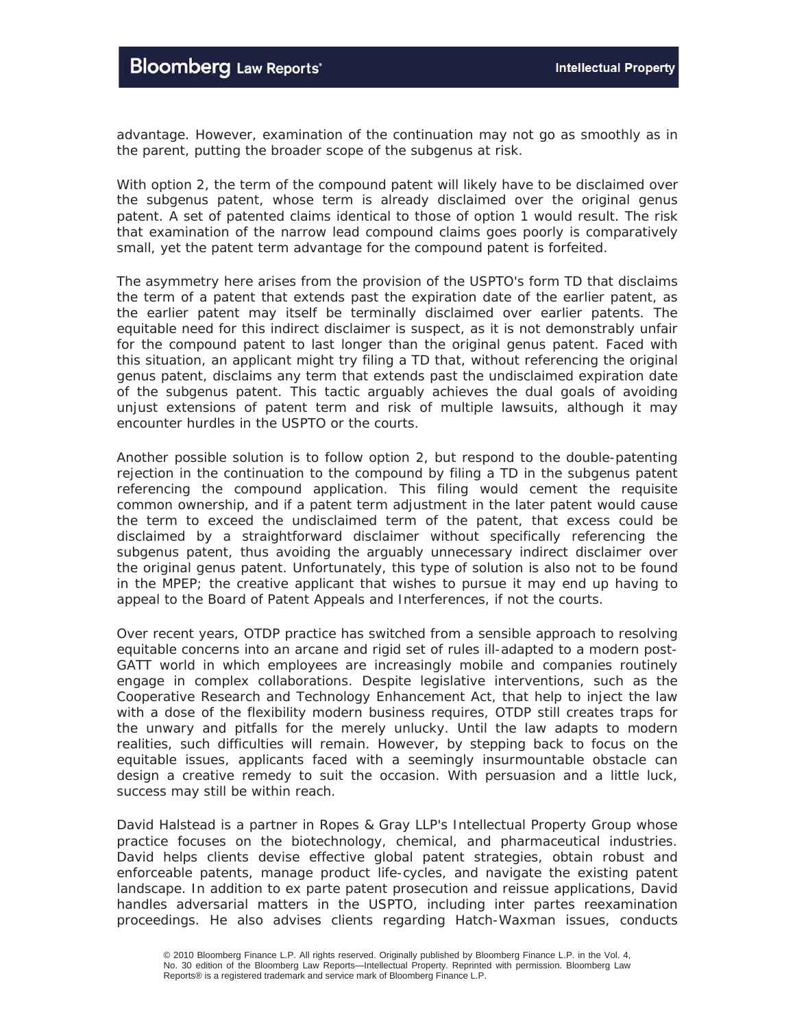advantage. However, examination of the continuation may not go as smoothly as in the parent, putting the broader scope of the subgenus at risk.

With option 2, the term of the compound patent will likely have to be disclaimed over the subgenus patent, whose term is already disclaimed over the original genus patent. A set of patented claims identical to those of option 1 would result. The risk that examination of the narrow lead compound claims goes poorly is comparatively small, yet the patent term advantage for the compound patent is forfeited.

The asymmetry here arises from the provision of the USPTO's form TD that disclaims the term of a patent that extends past the expiration date of the earlier patent, as the earlier patent may itself be terminally disclaimed over earlier patents. The equitable need for this indirect disclaimer is suspect, as it is not demonstrably unfair for the compound patent to last longer than the original genus patent. Faced with this situation, an applicant might try filing a TD that, without referencing the original genus patent, disclaims any term that extends past the undisclaimed expiration date of the subgenus patent. This tactic arguably achieves the dual goals of avoiding unjust extensions of patent term and risk of multiple lawsuits, although it may encounter hurdles in the USPTO or the courts.

Another possible solution is to follow option 2, but respond to the double-patenting rejection in the continuation to the compound by filing a TD in the subgenus patent referencing the compound application. This filing would cement the requisite common ownership, and if a patent term adjustment in the later patent would cause the term to exceed the undisclaimed term of the patent, that excess could be disclaimed by a straightforward disclaimer without specifically referencing the subgenus patent, thus avoiding the arguably unnecessary indirect disclaimer over the original genus patent. Unfortunately, this type of solution is also not to be found in the MPEP; the creative applicant that wishes to pursue it may end up having to appeal to the Board of Patent Appeals and Interferences, if not the courts.

Over recent years, OTDP practice has switched from a sensible approach to resolving equitable concerns into an arcane and rigid set of rules ill-adapted to a modern post-GATT world in which employees are increasingly mobile and companies routinely engage in complex collaborations. Despite legislative interventions, such as the Cooperative Research and Technology Enhancement Act, that help to inject the law with a dose of the flexibility modern business requires, OTDP still creates traps for the unwary and pitfalls for the merely unlucky. Until the law adapts to modern realities, such difficulties will remain. However, by stepping back to focus on the equitable issues, applicants faced with a seemingly insurmountable obstacle can design a creative remedy to suit the occasion. With persuasion and a little luck, success may still be within reach.

David Halstead is a partner in Ropes & Gray LLP's Intellectual Property Group whose practice focuses on the biotechnology, chemical, and pharmaceutical industries. David helps clients devise effective global patent strategies, obtain robust and enforceable patents, manage product life-cycles, and navigate the existing patent landscape. In addition to ex parte patent prosecution and reissue applications, David handles adversarial matters in the USPTO, including inter partes reexamination proceedings. He also advises clients regarding Hatch-Waxman issues, conducts

© 2010 Bloomberg Finance L.P. All rights reserved. Originally published by Bloomberg Finance L.P. in the Vol. 4, No. 30 edition of the Bloomberg Law Reports—Intellectual Property. Reprinted with permission. Bloomberg Law Reports® is a registered trademark and service mark of Bloomberg Finance L.P.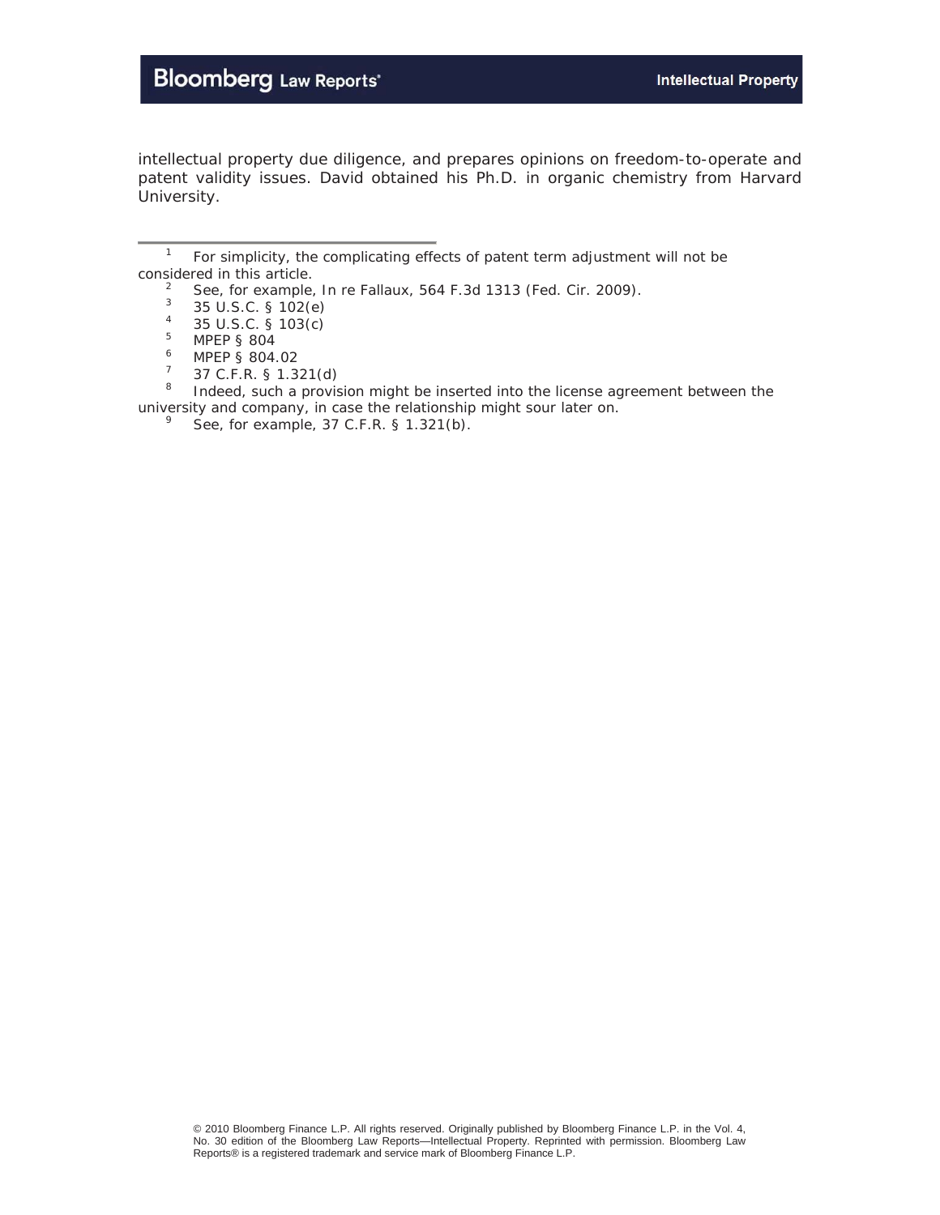intellectual property due diligence, and prepares opinions on freedom-to-operate and patent validity issues. David obtained his Ph.D. in organic chemistry from Harvard University.

---

[1] For simplicity, the complicating effects of patent term adjustment will not be considered in this article.

[2] See, for example, *In re Fallaux*, 564 F.3d 1313 (Fed. Cir. 2009).

[3] 35 U.S.C. § 102(e)

[4] 35 U.S.C. § 103(c)

[5] MPEP § 804

[6] MPEP § 804.02

[7] 37 C.F.R. § 1.321(d)

[8] Indeed, such a provision might be inserted into the license agreement between the university and company, in case the relationship might sour later on.

[9] See, for example, 37 C.F.R. § 1.321(b).

© 2010 Bloomberg Finance L.P. All rights reserved. Originally published by Bloomberg Finance L.P. in the Vol. 4, No. 30 edition of the Bloomberg Law Reports—Intellectual Property. Reprinted with permission. Bloomberg Law Reports® is a registered trademark and service mark of Bloomberg Finance L.P.